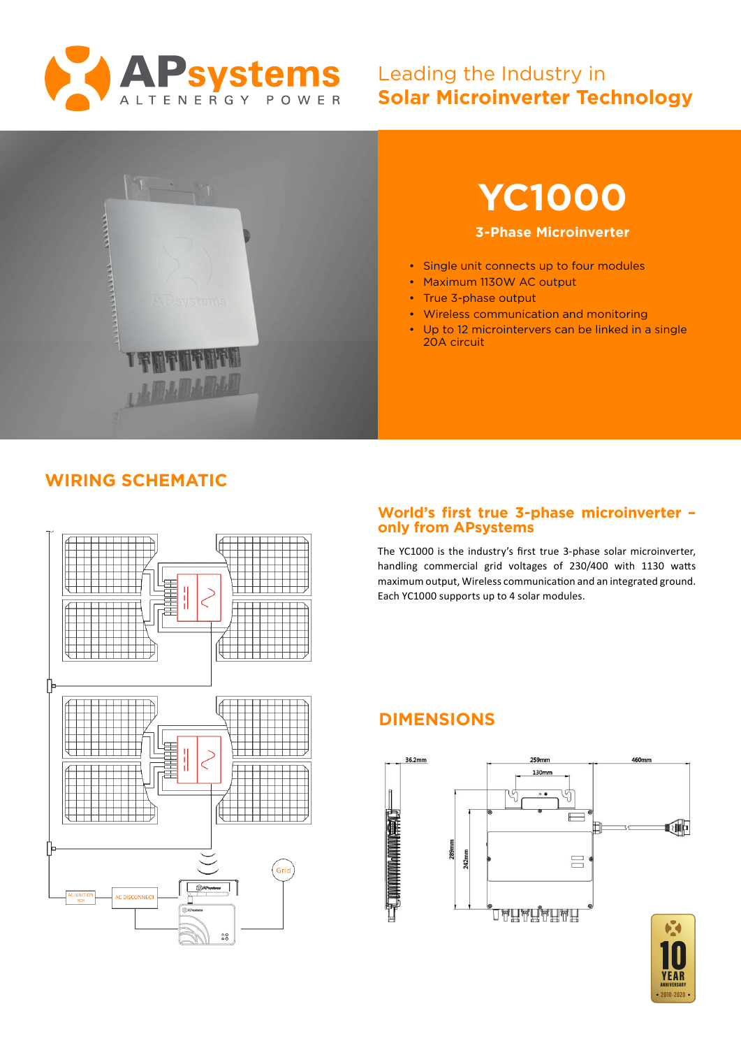# APsystems

ALTENERGY POWER

Leading the Industry in
**Solar Microinverter Technology**

# YC1000

**3-Phase Microinverter**

- Single unit connects up to four modules
- Maximum 1130W AC output
- True 3-phase output
- Wireless communication and monitoring
- Up to 12 microintervers can be linked in a single 20A circuit

## WIRING SCHEMATIC

## World's first true 3-phase microinverter – only from APsystems

The YC1000 is the industry's first true 3-phase solar microinverter, handling commercial grid voltages of 230/400 with 1130 watts maximum output, Wireless communication and an integrated ground. Each YC1000 supports up to 4 solar modules.

## DIMENSIONS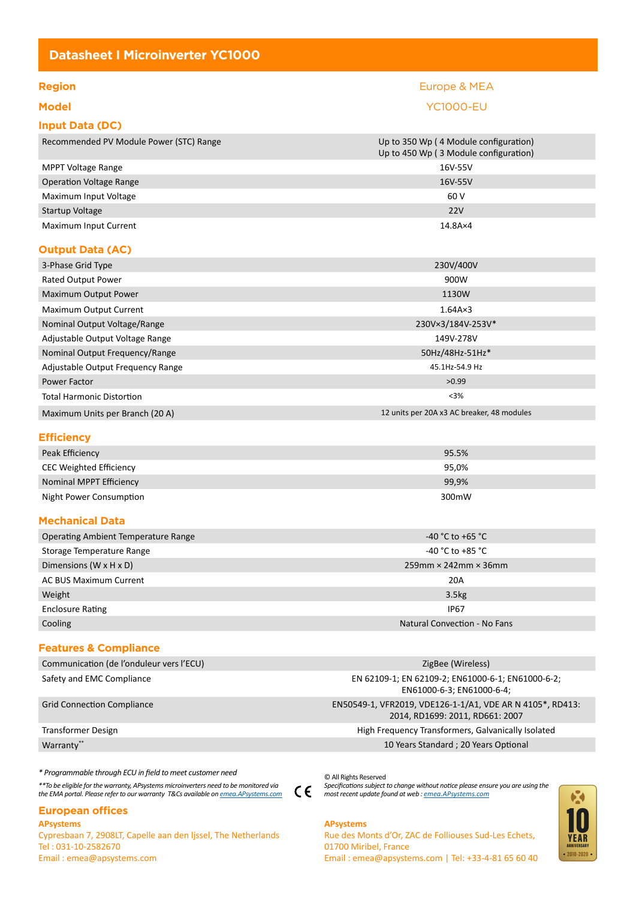# Datasheet I Microinverter YC1000

| | |
|---|---|
| **Region** | Europe & MEA |
| **Model** | YC1000-EU |

## Input Data (DC)

| | |
|---|---|
| Recommended PV Module Power (STC) Range | Up to 350 Wp ( 4 Module configuration)<br>Up to 450 Wp ( 3 Module configuration) |
| MPPT Voltage Range | 16V-55V |
| Operation Voltage Range | 16V-55V |
| Maximum Input Voltage | 60 V |
| Startup Voltage | 22V |
| Maximum Input Current | 14.8A×4 |

## Output Data (AC)

| | |
|---|---|
| 3-Phase Grid Type | 230V/400V |
| Rated Output Power | 900W |
| Maximum Output Power | 1130W |
| Maximum Output Current | 1.64A×3 |
| Nominal Output Voltage/Range | 230V×3/184V-253V* |
| Adjustable Output Voltage Range | 149V-278V |
| Nominal Output Frequency/Range | 50Hz/48Hz-51Hz* |
| Adjustable Output Frequency Range | 45.1Hz-54.9 Hz |
| Power Factor | >0.99 |
| Total Harmonic Distortion | <3% |
| Maximum Units per Branch (20 A) | 12 units per 20A x3 AC breaker, 48 modules |

## Efficiency

| | |
|---|---|
| Peak Efficiency | 95.5% |
| CEC Weighted Efficiency | 95,0% |
| Nominal MPPT Efficiency | 99,9% |
| Night Power Consumption | 300mW |

## Mechanical Data

| | |
|---|---|
| Operating Ambient Temperature Range | -40 °C to +65 °C |
| Storage Temperature Range | -40 °C to +85 °C |
| Dimensions (W x H x D) | 259mm × 242mm × 36mm |
| AC BUS Maximum Current | 20A |
| Weight | 3.5kg |
| Enclosure Rating | IP67 |
| Cooling | Natural Convection - No Fans |

## Features & Compliance

| | |
|---|---|
| Communication (de l'onduleur vers l'ECU) | ZigBee (Wireless) |
| Safety and EMC Compliance | EN 62109-1; EN 62109-2; EN61000-6-1; EN61000-6-2; EN61000-6-3; EN61000-6-4; |
| Grid Connection Compliance | EN50549-1, VFR2019, VDE126-1-1/A1, VDE AR N 4105*, RD413: 2014, RD1699: 2011, RD661: 2007 |
| Transformer Design | High Frequency Transformers, Galvanically Isolated |
| Warranty** | 10 Years Standard ; 20 Years Optional |

*\* Programmable through ECU in field to meet customer need*

*\*\*To be eligible for the warranty, APsystems microinverters need to be monitored via the EMA portal. Please refer to our warranty T&Cs available on emea.APsystems.com*

CE

© All Rights Reserved
*Specifications subject to change without notice please ensure you are using the most recent update found at web : emea.APsystems.com*

## European offices

**APsystems**
Cypresbaan 7, 2908LT, Capelle aan den Ijssel, The Netherlands
Tel : 031-10-2582670
Email : emea@apsystems.com

**APsystems**
Rue des Monts d'Or, ZAC de Folliouses Sud-Les Echets, 01700 Miribel, France
Email : emea@apsystems.com | Tel: +33-4-81 65 60 40

10 YEAR ANNIVERSARY • 2010-2020 •